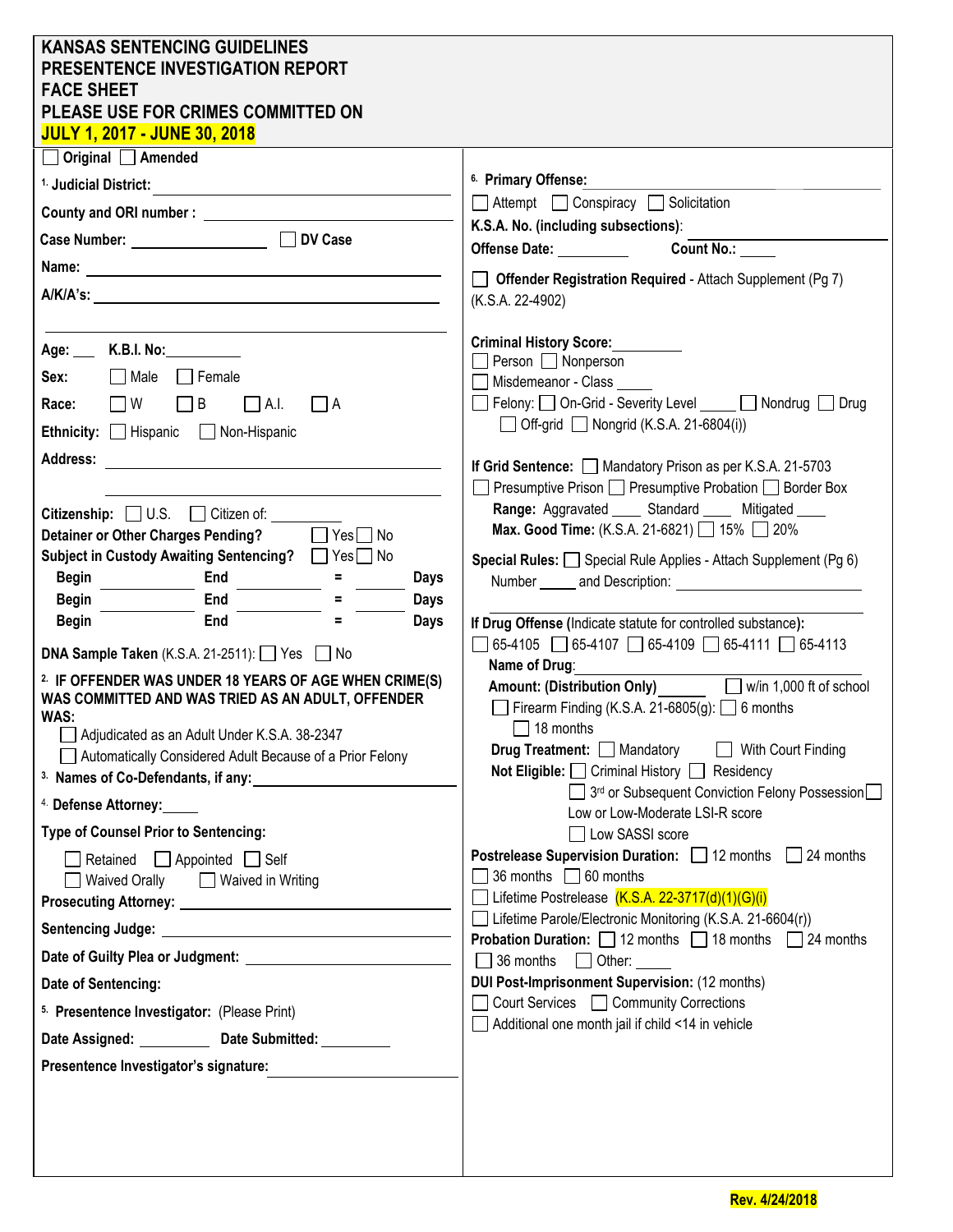# KANSAS SENTENCING GUIDELINES
# PRESENTENCE INVESTIGATION REPORT
# FACE SHEET
## PLEASE USE FOR CRIMES COMMITTED ON
## JULY 1, 2017 - JUNE 30, 2018

☐ Original ☐ Amended

1. **Judicial District:** ____________________

**County and ORI number :** ____________________

**Case Number:** ____________ ☐ **DV Case**

**Name:** ____________________

**A/K/A's:** ____________________

**Age:** ___ **K.B.I. No:** __________

**Sex:** ☐ Male ☐ Female

**Race:** ☐ W ☐ B ☐ A.I. ☐ A

**Ethnicity:** ☐ Hispanic ☐ Non-Hispanic

**Address:** ____________________

**Citizenship:** ☐ U.S. ☐ Citizen of: ________

**Detainer or Other Charges Pending?** ☐ Yes ☐ No

**Subject in Custody Awaiting Sentencing?** ☐ Yes ☐ No

**Begin** ________ **End** ________ **=** ______ **Days**

**Begin** ________ **End** ________ **=** ______ **Days**

**Begin** ________ **End** ________ **=** ______ **Days**

**DNA Sample Taken** (K.S.A. 21-2511): ☐ Yes ☐ No

2. **IF OFFENDER WAS UNDER 18 YEARS OF AGE WHEN CRIME(S) WAS COMMITTED AND WAS TRIED AS AN ADULT, OFFENDER WAS:**

☐ Adjudicated as an Adult Under K.S.A. 38-2347

☐ Automatically Considered Adult Because of a Prior Felony

3. **Names of Co-Defendants, if any:** ____________________

4. **Defense Attorney:** _____

**Type of Counsel Prior to Sentencing:**

☐ Retained ☐ Appointed ☐ Self

☐ Waived Orally ☐ Waived in Writing

**Prosecuting Attorney:** ____________________

**Sentencing Judge:** ____________________

**Date of Guilty Plea or Judgment:** ____________________

**Date of Sentencing:**

5. **Presentence Investigator:** (Please Print)

**Date Assigned:** _________ **Date Submitted:** _________

**Presentence Investigator's signature:** ____________________

6. **Primary Offense:** ____________________

☐ Attempt ☐ Conspiracy ☐ Solicitation

**K.S.A. No. (including subsections)**: ____________________

**Offense Date:** _________ **Count No.:** _____

☐ **Offender Registration Required** - Attach Supplement (Pg 7) (K.S.A. 22-4902)

**Criminal History Score:** _________

☐ Person ☐ Nonperson

☐ Misdemeanor - Class _____

☐ Felony: ☐ On-Grid - Severity Level _____ ☐ Nondrug ☐ Drug

☐ Off-grid ☐ Nongrid (K.S.A. 21-6804(i))

**If Grid Sentence:** ☐ Mandatory Prison as per K.S.A. 21-5703

☐ Presumptive Prison ☐ Presumptive Probation ☐ Border Box

**Range:** Aggravated ____ Standard ____ Mitigated ____

**Max. Good Time:** (K.S.A. 21-6821) ☐ 15% ☐ 20%

**Special Rules:** ☐ Special Rule Applies - Attach Supplement (Pg 6)

Number _____ and Description: ____________________

**If Drug Offense** (Indicate statute for controlled substance)**:**

☐ 65-4105 ☐ 65-4107 ☐ 65-4109 ☐ 65-4111 ☐ 65-4113

**Name of Drug**: ____________________

**Amount: (Distribution Only)** ________ ☐ w/in 1,000 ft of school

☐ Firearm Finding (K.S.A. 21-6805(g): ☐ 6 months ☐ 18 months

**Drug Treatment:** ☐ Mandatory ☐ With Court Finding

**Not Eligible:** ☐ Criminal History ☐ Residency

☐ 3rd or Subsequent Conviction Felony Possession ☐ Low or Low-Moderate LSI-R score

☐ Low SASSI score

**Postrelease Supervision Duration:** ☐ 12 months ☐ 24 months ☐ 36 months ☐ 60 months

☐ Lifetime Postrelease (K.S.A. 22-3717(d)(1)(G)(i)

☐ Lifetime Parole/Electronic Monitoring (K.S.A. 21-6604(r))

**Probation Duration:** ☐ 12 months ☐ 18 months ☐ 24 months ☐ 36 months ☐ Other: _____

**DUI Post-Imprisonment Supervision:** (12 months)

☐ Court Services ☐ Community Corrections

☐ Additional one month jail if child <14 in vehicle

Rev. 4/24/2018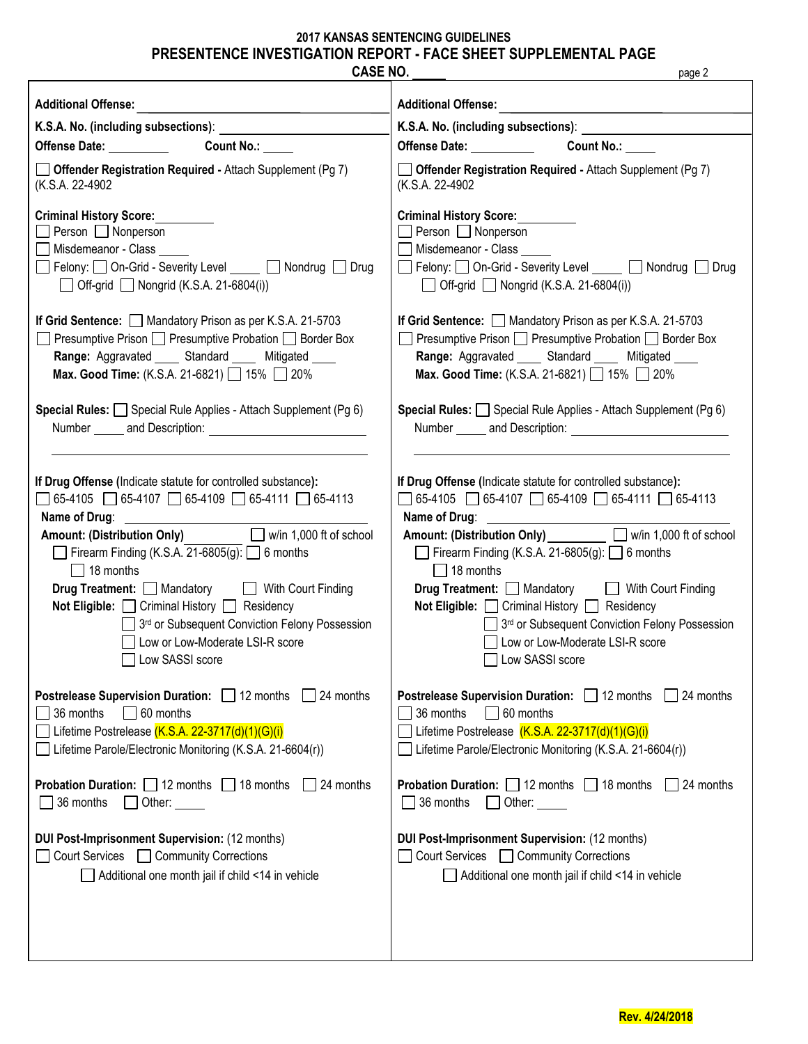## 2017 KANSAS SENTENCING GUIDELINES

## PRESENTENCE INVESTIGATION REPORT - FACE SHEET SUPPLEMENTAL PAGE

**CASE NO.** _____

**Additional Offense:** ______________________________

**K.S.A. No. (including subsections)**: ______________________

**Offense Date:** __________ **Count No.:** _____

☐ **Offender Registration Required -** Attach Supplement (Pg 7) (K.S.A. 22-4902

**Criminal History Score:** _________

☐ Person ☐ Nonperson

☐ Misdemeanor - Class _____

☐ Felony: ☐ On-Grid - Severity Level _____ ☐ Nondrug ☐ Drug

☐ Off-grid ☐ Nongrid (K.S.A. 21-6804(i))

**If Grid Sentence:** ☐ Mandatory Prison as per K.S.A. 21-5703

☐ Presumptive Prison ☐ Presumptive Probation ☐ Border Box

**Range:** Aggravated ____ Standard ____ Mitigated ____

**Max. Good Time:** (K.S.A. 21-6821) ☐ 15% ☐ 20%

**Special Rules:** ☐ Special Rule Applies - Attach Supplement (Pg 6)

Number _____ and Description: ______________________

______________________________________________

**If Drug Offense** (Indicate statute for controlled substance)**:**

☐ 65-4105 ☐ 65-4107 ☐ 65-4109 ☐ 65-4111 ☐ 65-4113

**Name of Drug**: ______________________

**Amount: (Distribution Only)** _________ ☐ w/in 1,000 ft of school

☐ Firearm Finding (K.S.A. 21-6805(g): ☐ 6 months

☐ 18 months

**Drug Treatment:** ☐ Mandatory ☐ With Court Finding

**Not Eligible:** ☐ Criminal History ☐ Residency

☐ 3rd or Subsequent Conviction Felony Possession

☐ Low or Low-Moderate LSI-R score

☐ Low SASSI score

**Postrelease Supervision Duration:** ☐ 12 months ☐ 24 months

☐ 36 months ☐ 60 months

☐ Lifetime Postrelease (K.S.A. 22-3717(d)(1)(G)(i)

☐ Lifetime Parole/Electronic Monitoring (K.S.A. 21-6604(r))

**Probation Duration:** ☐ 12 months ☐ 18 months ☐ 24 months

☐ 36 months ☐ Other: _____

**DUI Post-Imprisonment Supervision:** (12 months)

☐ Court Services ☐ Community Corrections

☐ Additional one month jail if child <14 in vehicle

---

**Additional Offense:** ______________________________

**K.S.A. No. (including subsections)**: ______________________

**Offense Date:** __________ **Count No.:** _____

☐ **Offender Registration Required -** Attach Supplement (Pg 7) (K.S.A. 22-4902

**Criminal History Score:** _________

☐ Person ☐ Nonperson

☐ Misdemeanor - Class _____

☐ Felony: ☐ On-Grid - Severity Level _____ ☐ Nondrug ☐ Drug

☐ Off-grid ☐ Nongrid (K.S.A. 21-6804(i))

**If Grid Sentence:** ☐ Mandatory Prison as per K.S.A. 21-5703

☐ Presumptive Prison ☐ Presumptive Probation ☐ Border Box

**Range:** Aggravated ____ Standard ____ Mitigated ____

**Max. Good Time:** (K.S.A. 21-6821) ☐ 15% ☐ 20%

**Special Rules:** ☐ Special Rule Applies - Attach Supplement (Pg 6)

Number _____ and Description: ______________________

______________________________________________

**If Drug Offense** (Indicate statute for controlled substance)**:**

☐ 65-4105 ☐ 65-4107 ☐ 65-4109 ☐ 65-4111 ☐ 65-4113

**Name of Drug**: ______________________

**Amount: (Distribution Only)** _________ ☐ w/in 1,000 ft of school

☐ Firearm Finding (K.S.A. 21-6805(g): ☐ 6 months

☐ 18 months

**Drug Treatment:** ☐ Mandatory ☐ With Court Finding

**Not Eligible:** ☐ Criminal History ☐ Residency

☐ 3rd or Subsequent Conviction Felony Possession

☐ Low or Low-Moderate LSI-R score

☐ Low SASSI score

**Postrelease Supervision Duration:** ☐ 12 months ☐ 24 months

☐ 36 months ☐ 60 months

☐ Lifetime Postrelease (K.S.A. 22-3717(d)(1)(G)(i)

☐ Lifetime Parole/Electronic Monitoring (K.S.A. 21-6604(r))

**Probation Duration:** ☐ 12 months ☐ 18 months ☐ 24 months

☐ 36 months ☐ Other: _____

**DUI Post-Imprisonment Supervision:** (12 months)

☐ Court Services ☐ Community Corrections

☐ Additional one month jail if child <14 in vehicle

**Rev. 4/24/2018**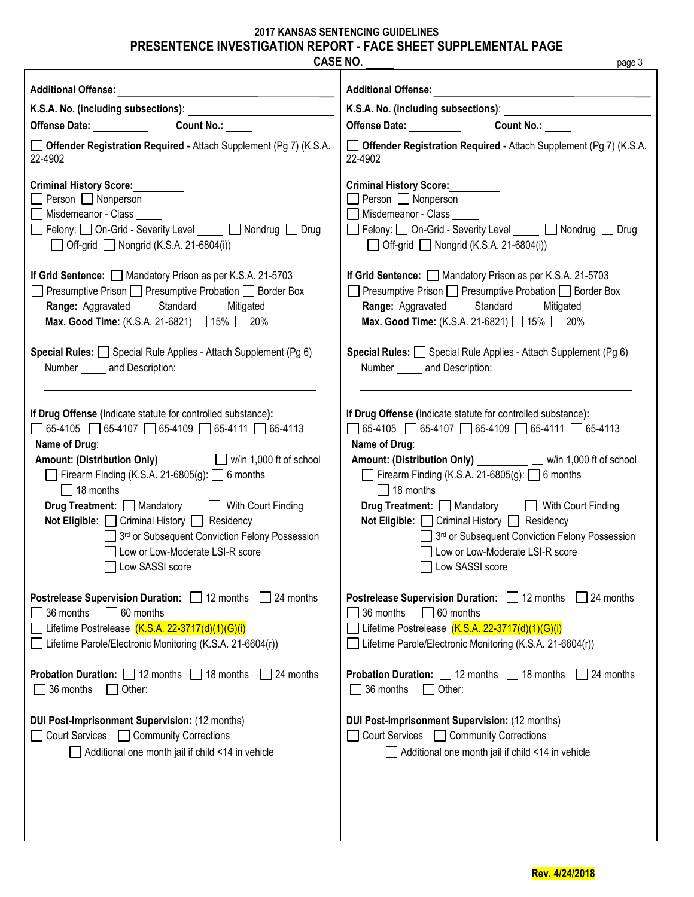# 2017 KANSAS SENTENCING GUIDELINES

## PRESENTENCE INVESTIGATION REPORT - FACE SHEET SUPPLEMENTAL PAGE

**CASE NO.** _____

---

**Additional Offense:** ______________________________

**K.S.A. No. (including subsections)**: ______________________

**Offense Date:** __________ **Count No.:** _____

☐ **Offender Registration Required -** Attach Supplement (Pg 7) (K.S.A. 22-4902

**Criminal History Score:** _________

☐ Person ☐ Nonperson

☐ Misdemeanor - Class _____

☐ Felony: ☐ On-Grid - Severity Level _____ ☐ Nondrug ☐ Drug

☐ Off-grid ☐ Nongrid (K.S.A. 21-6804(i))

**If Grid Sentence:** ☐ Mandatory Prison as per K.S.A. 21-5703

☐ Presumptive Prison ☐ Presumptive Probation ☐ Border Box

**Range:** Aggravated ____ Standard ____ Mitigated ____

**Max. Good Time:** (K.S.A. 21-6821) ☐ 15% ☐ 20%

**Special Rules:** ☐ Special Rule Applies - Attach Supplement (Pg 6)

Number _____ and Description: ______________________

______________________________________________

**If Drug Offense** (Indicate statute for controlled substance)**:**

☐ 65-4105 ☐ 65-4107 ☐ 65-4109 ☐ 65-4111 ☐ 65-4113

**Name of Drug**: ______________________

**Amount: (Distribution Only)** __________ ☐ w/in 1,000 ft of school

☐ Firearm Finding (K.S.A. 21-6805(g): ☐ 6 months

☐ 18 months

**Drug Treatment:** ☐ Mandatory ☐ With Court Finding

**Not Eligible:** ☐ Criminal History ☐ Residency

☐ 3rd or Subsequent Conviction Felony Possession

☐ Low or Low-Moderate LSI-R score

☐ Low SASSI score

**Postrelease Supervision Duration:** ☐ 12 months ☐ 24 months

☐ 36 months ☐ 60 months

☐ Lifetime Postrelease (K.S.A. 22-3717(d)(1)(G)(i)

☐ Lifetime Parole/Electronic Monitoring (K.S.A. 21-6604(r))

**Probation Duration:** ☐ 12 months ☐ 18 months ☐ 24 months

☐ 36 months ☐ Other: _____

**DUI Post-Imprisonment Supervision:** (12 months)

☐ Court Services ☐ Community Corrections

☐ Additional one month jail if child <14 in vehicle

---

**Additional Offense:** ______________________________

**K.S.A. No. (including subsections)**: ______________________

**Offense Date:** __________ **Count No.:** _____

☐ **Offender Registration Required -** Attach Supplement (Pg 7) (K.S.A. 22-4902

**Criminal History Score:** _________

☐ Person ☐ Nonperson

☐ Misdemeanor - Class _____

☐ Felony: ☐ On-Grid - Severity Level _____ ☐ Nondrug ☐ Drug

☐ Off-grid ☐ Nongrid (K.S.A. 21-6804(i))

**If Grid Sentence:** ☐ Mandatory Prison as per K.S.A. 21-5703

☐ Presumptive Prison ☐ Presumptive Probation ☐ Border Box

**Range:** Aggravated ____ Standard ____ Mitigated ____

**Max. Good Time:** (K.S.A. 21-6821) ☐ 15% ☐ 20%

**Special Rules:** ☐ Special Rule Applies - Attach Supplement (Pg 6)

Number _____ and Description: ______________________

______________________________________________

**If Drug Offense** (Indicate statute for controlled substance)**:**

☐ 65-4105 ☐ 65-4107 ☐ 65-4109 ☐ 65-4111 ☐ 65-4113

**Name of Drug**: ______________________

**Amount: (Distribution Only)** __________ ☐ w/in 1,000 ft of school

☐ Firearm Finding (K.S.A. 21-6805(g): ☐ 6 months

☐ 18 months

**Drug Treatment:** ☐ Mandatory ☐ With Court Finding

**Not Eligible:** ☐ Criminal History ☐ Residency

☐ 3rd or Subsequent Conviction Felony Possession

☐ Low or Low-Moderate LSI-R score

☐ Low SASSI score

**Postrelease Supervision Duration:** ☐ 12 months ☐ 24 months

☐ 36 months ☐ 60 months

☐ Lifetime Postrelease (K.S.A. 22-3717(d)(1)(G)(i)

☐ Lifetime Parole/Electronic Monitoring (K.S.A. 21-6604(r))

**Probation Duration:** ☐ 12 months ☐ 18 months ☐ 24 months

☐ 36 months ☐ Other: _____

**DUI Post-Imprisonment Supervision:** (12 months)

☐ Court Services ☐ Community Corrections

☐ Additional one month jail if child <14 in vehicle

**Rev. 4/24/2018**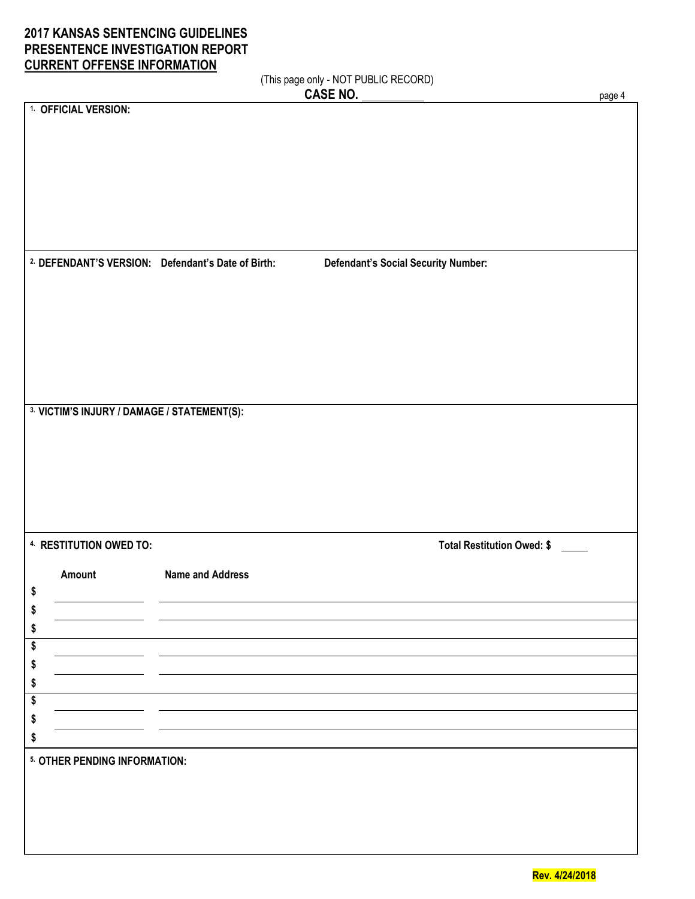# 2017 KANSAS SENTENCING GUIDELINES
# PRESENTENCE INVESTIGATION REPORT
## CURRENT OFFENSE INFORMATION

(This page only - NOT PUBLIC RECORD)

**CASE NO.** ___________

**1. OFFICIAL VERSION:**

**2. DEFENDANT'S VERSION:** **Defendant's Date of Birth:** **Defendant's Social Security Number:**

**3. VICTIM'S INJURY / DAMAGE / STATEMENT(S):**

**4. RESTITUTION OWED TO:** **Total Restitution Owed: $** _____

| Amount | Name and Address |
|---|---|
| $ | |
| $ | |
| $ | |
| $ | |
| $ | |
| $ | |
| $ | |
| $ | |
| $ | |

**5. OTHER PENDING INFORMATION:**

**Rev. 4/24/2018**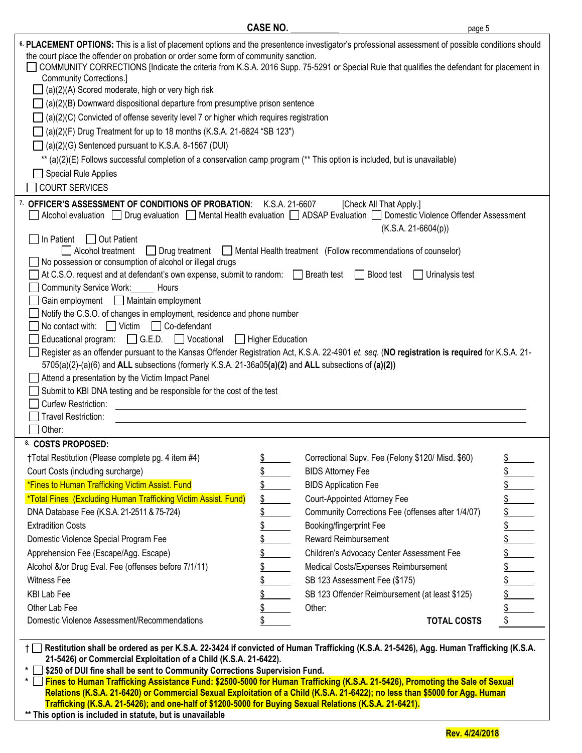**CASE NO.** ___________

**6. PLACEMENT OPTIONS:** This is a list of placement options and the presentence investigator's professional assessment of possible conditions should the court place the offender on probation or order some form of community sanction.

- ☐ COMMUNITY CORRECTIONS [Indicate the criteria from K.S.A. 2016 Supp. 75-5291 or Special Rule that qualifies the defendant for placement in Community Corrections.]
  - ☐ (a)(2)(A) Scored moderate, high or very high risk
  - ☐ (a)(2)(B) Downward dispositional departure from presumptive prison sentence
  - ☐ (a)(2)(C) Convicted of offense severity level 7 or higher which requires registration
  - ☐ (a)(2)(F) Drug Treatment for up to 18 months (K.S.A. 21-6824 "SB 123")
  - ☐ (a)(2)(G) Sentenced pursuant to K.S.A. 8-1567 (DUI)
  - ** (a)(2)(E) Follows successful completion of a conservation camp program (** This option is included, but is unavailable)
  - ☐ Special Rule Applies
- ☐ COURT SERVICES

**7. OFFICER'S ASSESSMENT OF CONDITIONS OF PROBATION**: K.S.A. 21-6607 [Check All That Apply.]

☐ Alcohol evaluation ☐ Drug evaluation ☐ Mental Health evaluation ☐ ADSAP Evaluation ☐ Domestic Violence Offender Assessment (K.S.A. 21-6604(p))

☐ In Patient ☐ Out Patient
 ☐ Alcohol treatment ☐ Drug treatment ☐ Mental Health treatment (Follow recommendations of counselor)

☐ No possession or consumption of alcohol or illegal drugs

☐ At C.S.O. request and at defendant's own expense, submit to random: ☐ Breath test ☐ Blood test ☐ Urinalysis test

☐ Community Service Work:_____ Hours

☐ Gain employment ☐ Maintain employment

☐ Notify the C.S.O. of changes in employment, residence and phone number

☐ No contact with: ☐ Victim ☐ Co-defendant

☐ Educational program: ☐ G.E.D. ☐ Vocational ☐ Higher Education

☐ Register as an offender pursuant to the Kansas Offender Registration Act, K.S.A. 22-4901 *et. seq.* (**NO registration is required** for K.S.A. 21-5705(a)(2)-(a)(6) and **ALL** subsections (formerly K.S.A. 21-36a05**(a)(2)** and **ALL** subsections of **(a)(2)**)

☐ Attend a presentation by the Victim Impact Panel

☐ Submit to KBI DNA testing and be responsible for the cost of the test

☐ Curfew Restriction: ________________________________

☐ Travel Restriction: ________________________________

☐ Other:

**8. COSTS PROPOSED:**

| | | | |
|---|---|---|---|
| †Total Restitution (Please complete pg. 4 item #4) | $ | Correctional Supv. Fee (Felony $120/ Misd. $60) | $ |
| Court Costs (including surcharge) | $ | BIDS Attorney Fee | $ |
| *Fines to Human Trafficking Victim Assist. Fund | $ | BIDS Application Fee | $ |
| *Total Fines (Excluding Human Trafficking Victim Assist. Fund) | $ | Court-Appointed Attorney Fee | $ |
| DNA Database Fee (K.S.A. 21-2511 & 75-724) | $ | Community Corrections Fee (offenses after 1/4/07) | $ |
| Extradition Costs | $ | Booking/fingerprint Fee | $ |
| Domestic Violence Special Program Fee | $ | Reward Reimbursement | $ |
| Apprehension Fee (Escape/Agg. Escape) | $ | Children's Advocacy Center Assessment Fee | $ |
| Alcohol &/or Drug Eval. Fee (offenses before 7/1/11) | $ | Medical Costs/Expenses Reimbursement | $ |
| Witness Fee | $ | SB 123 Assessment Fee ($175) | $ |
| KBI Lab Fee | $ | SB 123 Offender Reimbursement (at least $125) | $ |
| Other Lab Fee | $ | Other: | $ |
| Domestic Violence Assessment/Recommendations | $ | **TOTAL COSTS** | $ |

† ☐ **Restitution shall be ordered as per K.S.A. 22-3424 if convicted of Human Trafficking (K.S.A. 21-5426), Agg. Human Trafficking (K.S.A. 21-5426) or Commercial Exploitation of a Child (K.S.A. 21-6422).**

\* ☐ **$250 of DUI fine shall be sent to Community Corrections Supervision Fund.**

\* ☐ **Fines to Human Trafficking Assistance Fund: $2500-5000 for Human Trafficking (K.S.A. 21-5426), Promoting the Sale of Sexual Relations (K.S.A. 21-6420) or Commercial Sexual Exploitation of a Child (K.S.A. 21-6422); no less than $5000 for Agg. Human Trafficking (K.S.A. 21-5426); and one-half of $1200-5000 for Buying Sexual Relations (K.S.A. 21-6421).**

**\*\* This option is included in statute, but is unavailable**

**Rev. 4/24/2018**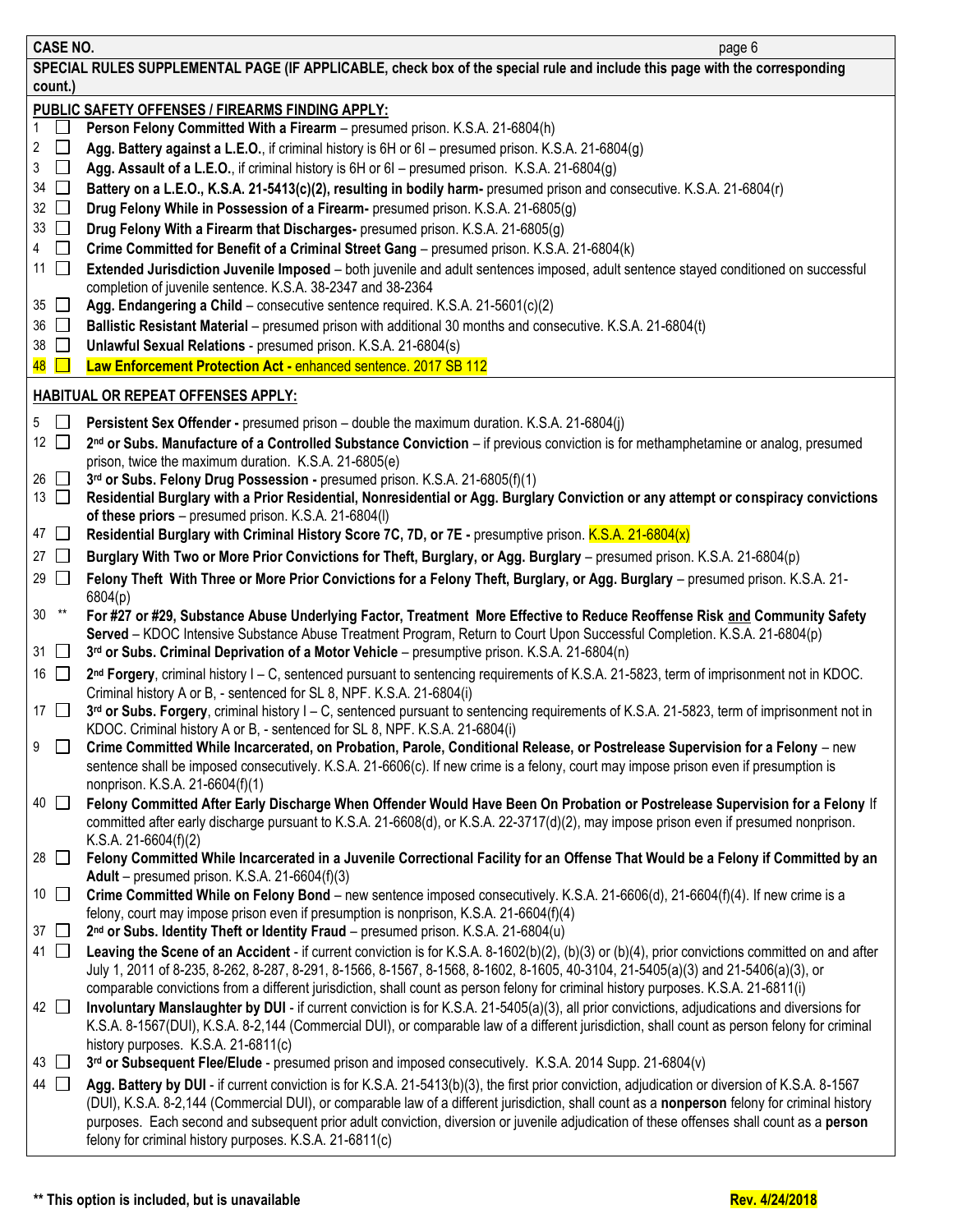**CASE NO.**

**SPECIAL RULES SUPPLEMENTAL PAGE (IF APPLICABLE, check box of the special rule and include this page with the corresponding count.)**

**PUBLIC SAFETY OFFENSES / FIREARMS FINDING APPLY:**

- 1 ☐ **Person Felony Committed With a Firearm** – presumed prison. K.S.A. 21-6804(h)
- 2 ☐ **Agg. Battery against a L.E.O.**, if criminal history is 6H or 6I – presumed prison. K.S.A. 21-6804(g)
- 3 ☐ **Agg. Assault of a L.E.O.**, if criminal history is 6H or 6I – presumed prison. K.S.A. 21-6804(g)
- 34 ☐ **Battery on a L.E.O., K.S.A. 21-5413(c)(2), resulting in bodily harm-** presumed prison and consecutive. K.S.A. 21-6804(r)
- 32 ☐ **Drug Felony While in Possession of a Firearm-** presumed prison. K.S.A. 21-6805(g)
- 33 ☐ **Drug Felony With a Firearm that Discharges-** presumed prison. K.S.A. 21-6805(g)
- 4 ☐ **Crime Committed for Benefit of a Criminal Street Gang** – presumed prison. K.S.A. 21-6804(k)
- 11 ☐ **Extended Jurisdiction Juvenile Imposed** – both juvenile and adult sentences imposed, adult sentence stayed conditioned on successful completion of juvenile sentence. K.S.A. 38-2347 and 38-2364
- 35 ☐ **Agg. Endangering a Child** – consecutive sentence required. K.S.A. 21-5601(c)(2)
- 36 ☐ **Ballistic Resistant Material** – presumed prison with additional 30 months and consecutive. K.S.A. 21-6804(t)
- 38 ☐ **Unlawful Sexual Relations** - presumed prison. K.S.A. 21-6804(s)
- 48 ☐ **Law Enforcement Protection Act -** enhanced sentence. 2017 SB 112

**HABITUAL OR REPEAT OFFENSES APPLY:**

- 5 ☐ **Persistent Sex Offender -** presumed prison – double the maximum duration. K.S.A. 21-6804(j)
- 12 ☐ **2nd or Subs. Manufacture of a Controlled Substance Conviction** – if previous conviction is for methamphetamine or analog, presumed prison, twice the maximum duration. K.S.A. 21-6805(e)
- 26 ☐ **3rd or Subs. Felony Drug Possession -** presumed prison. K.S.A. 21-6805(f)(1)
- 13 ☐ **Residential Burglary with a Prior Residential, Nonresidential or Agg. Burglary Conviction or any attempt or conspiracy convictions of these priors** – presumed prison. K.S.A. 21-6804(l)
- 47 ☐ **Residential Burglary with Criminal History Score 7C, 7D, or 7E -** presumptive prison. K.S.A. 21-6804(x)
- 27 ☐ **Burglary With Two or More Prior Convictions for Theft, Burglary, or Agg. Burglary** – presumed prison. K.S.A. 21-6804(p)
- 29 ☐ **Felony Theft With Three or More Prior Convictions for a Felony Theft, Burglary, or Agg. Burglary** – presumed prison. K.S.A. 21-6804(p)
- 30 ** **For #27 or #29, Substance Abuse Underlying Factor, Treatment More Effective to Reduce Reoffense Risk and Community Safety Served** – KDOC Intensive Substance Abuse Treatment Program, Return to Court Upon Successful Completion. K.S.A. 21-6804(p)
- 31 ☐ **3rd or Subs. Criminal Deprivation of a Motor Vehicle** – presumptive prison. K.S.A. 21-6804(n)
- 16 ☐ **2nd Forgery**, criminal history I – C, sentenced pursuant to sentencing requirements of K.S.A. 21-5823, term of imprisonment not in KDOC. Criminal history A or B, - sentenced for SL 8, NPF. K.S.A. 21-6804(i)
- 17 ☐ **3rd or Subs. Forgery**, criminal history I – C, sentenced pursuant to sentencing requirements of K.S.A. 21-5823, term of imprisonment not in KDOC. Criminal history A or B, - sentenced for SL 8, NPF. K.S.A. 21-6804(i)
- 9 ☐ **Crime Committed While Incarcerated, on Probation, Parole, Conditional Release, or Postrelease Supervision for a Felony** – new sentence shall be imposed consecutively. K.S.A. 21-6606(c). If new crime is a felony, court may impose prison even if presumption is nonprison. K.S.A. 21-6604(f)(1)
- 40 ☐ **Felony Committed After Early Discharge When Offender Would Have Been On Probation or Postrelease Supervision for a Felony** If committed after early discharge pursuant to K.S.A. 21-6608(d), or K.S.A. 22-3717(d)(2), may impose prison even if presumed nonprison. K.S.A. 21-6604(f)(2)
- 28 ☐ **Felony Committed While Incarcerated in a Juvenile Correctional Facility for an Offense That Would be a Felony if Committed by an Adult** – presumed prison. K.S.A. 21-6604(f)(3)
- 10 ☐ **Crime Committed While on Felony Bond** – new sentence imposed consecutively. K.S.A. 21-6606(d), 21-6604(f)(4). If new crime is a felony, court may impose prison even if presumption is nonprison, K.S.A. 21-6604(f)(4)
- 37 ☐ **2nd or Subs. Identity Theft or Identity Fraud** – presumed prison. K.S.A. 21-6804(u)
- 41 ☐ **Leaving the Scene of an Accident** - if current conviction is for K.S.A. 8-1602(b)(2), (b)(3) or (b)(4), prior convictions committed on and after July 1, 2011 of 8-235, 8-262, 8-287, 8-291, 8-1566, 8-1567, 8-1568, 8-1602, 8-1605, 40-3104, 21-5405(a)(3) and 21-5406(a)(3), or comparable convictions from a different jurisdiction, shall count as person felony for criminal history purposes. K.S.A. 21-6811(i)
- 42 ☐ **Involuntary Manslaughter by DUI** - if current conviction is for K.S.A. 21-5405(a)(3), all prior convictions, adjudications and diversions for K.S.A. 8-1567(DUI), K.S.A. 8-2,144 (Commercial DUI), or comparable law of a different jurisdiction, shall count as person felony for criminal history purposes. K.S.A. 21-6811(c)
- 43 ☐ **3rd or Subsequent Flee/Elude** - presumed prison and imposed consecutively. K.S.A. 2014 Supp. 21-6804(v)
- 44 ☐ **Agg. Battery by DUI** - if current conviction is for K.S.A. 21-5413(b)(3), the first prior conviction, adjudication or diversion of K.S.A. 8-1567 (DUI), K.S.A. 8-2,144 (Commercial DUI), or comparable law of a different jurisdiction, shall count as a **nonperson** felony for criminal history purposes. Each second and subsequent prior adult conviction, diversion or juvenile adjudication of these offenses shall count as a **person** felony for criminal history purposes. K.S.A. 21-6811(c)

**** This option is included, but is unavailable**

**Rev. 4/24/2018**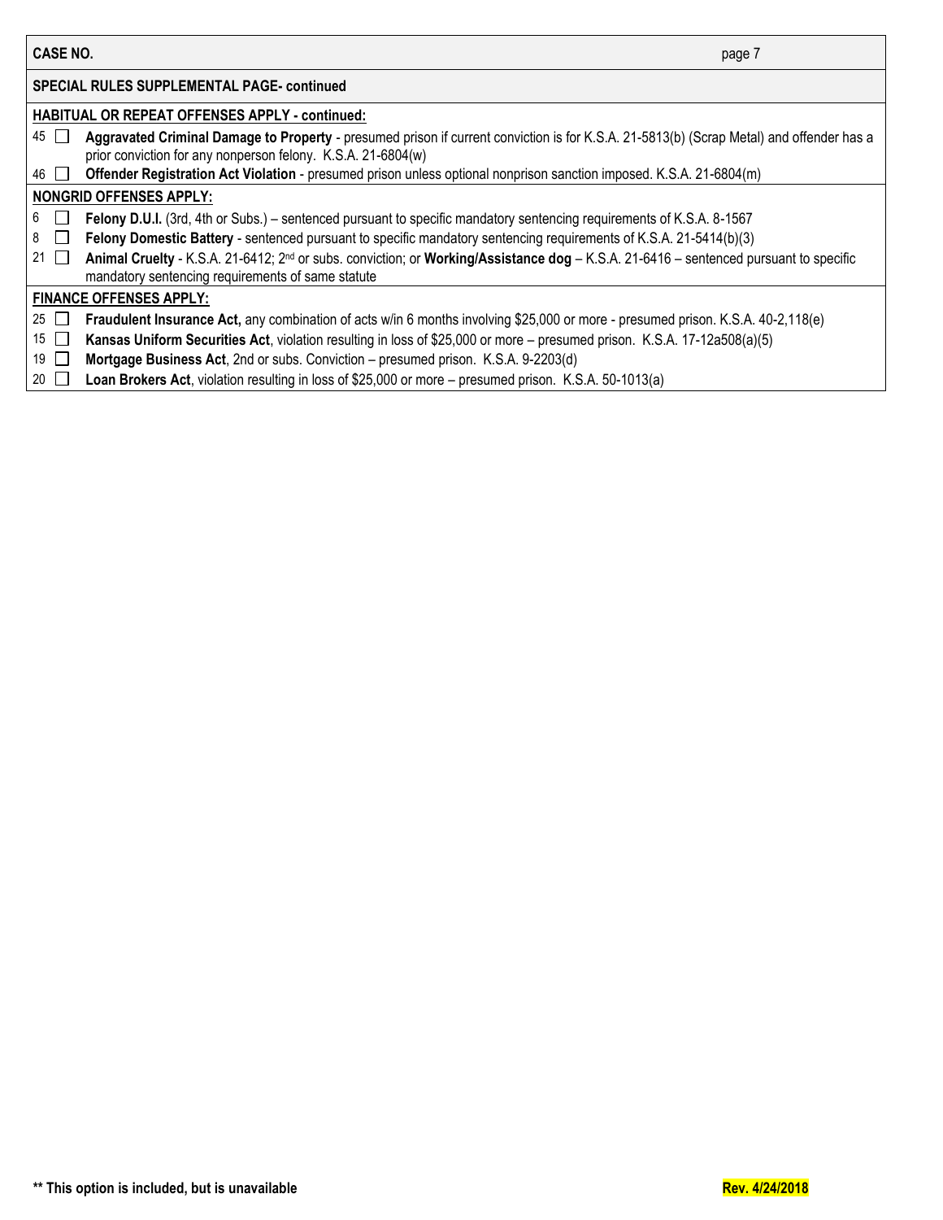**CASE NO.**

**SPECIAL RULES SUPPLEMENTAL PAGE- continued**

**HABITUAL OR REPEAT OFFENSES APPLY - continued:**

- 45 ☐ **Aggravated Criminal Damage to Property** - presumed prison if current conviction is for K.S.A. 21-5813(b) (Scrap Metal) and offender has a prior conviction for any nonperson felony. K.S.A. 21-6804(w)
- 46 ☐ **Offender Registration Act Violation** - presumed prison unless optional nonprison sanction imposed. K.S.A. 21-6804(m)

**NONGRID OFFENSES APPLY:**

- 6 ☐ **Felony D.U.I.** (3rd, 4th or Subs.) – sentenced pursuant to specific mandatory sentencing requirements of K.S.A. 8-1567
- 8 ☐ **Felony Domestic Battery** - sentenced pursuant to specific mandatory sentencing requirements of K.S.A. 21-5414(b)(3)
- 21 ☐ **Animal Cruelty** - K.S.A. 21-6412; 2nd or subs. conviction; or **Working/Assistance dog** – K.S.A. 21-6416 – sentenced pursuant to specific mandatory sentencing requirements of same statute

**FINANCE OFFENSES APPLY:**

- 25 ☐ **Fraudulent Insurance Act,** any combination of acts w/in 6 months involving $25,000 or more - presumed prison. K.S.A. 40-2,118(e)
- 15 ☐ **Kansas Uniform Securities Act**, violation resulting in loss of $25,000 or more – presumed prison. K.S.A. 17-12a508(a)(5)
- 19 ☐ **Mortgage Business Act**, 2nd or subs. Conviction – presumed prison. K.S.A. 9-2203(d)
- 20 ☐ **Loan Brokers Act**, violation resulting in loss of $25,000 or more – presumed prison. K.S.A. 50-1013(a)

**\*\* This option is included, but is unavailable**

**Rev. 4/24/2018**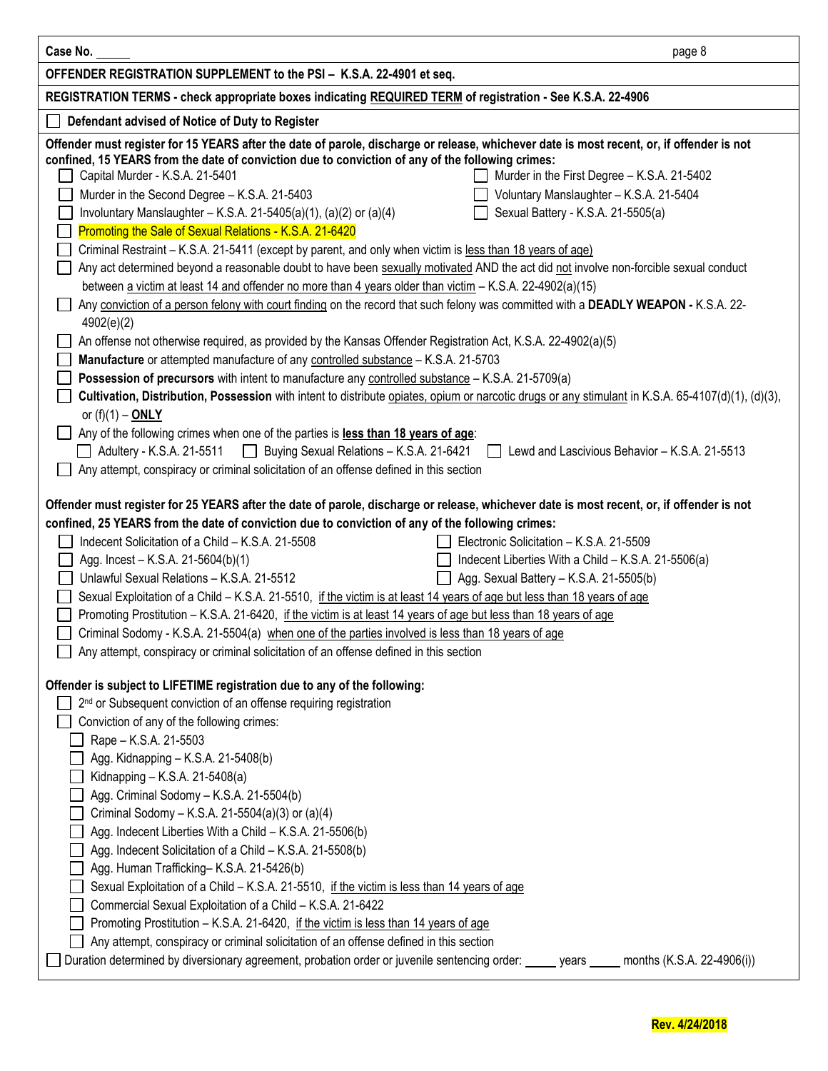Case No. \_\_\_\_\_

**OFFENDER REGISTRATION SUPPLEMENT to the PSI – K.S.A. 22-4901 et seq.**

**REGISTRATION TERMS - check appropriate boxes indicating REQUIRED TERM of registration - See K.S.A. 22-4906**

☐ **Defendant advised of Notice of Duty to Register**

**Offender must register for 15 YEARS after the date of parole, discharge or release, whichever date is most recent, or, if offender is not confined, 15 YEARS from the date of conviction due to conviction of any of the following crimes:**

- ☐ Capital Murder - K.S.A. 21-5401
- ☐ Murder in the First Degree – K.S.A. 21-5402
- ☐ Murder in the Second Degree – K.S.A. 21-5403
- ☐ Voluntary Manslaughter – K.S.A. 21-5404
- ☐ Involuntary Manslaughter – K.S.A. 21-5405(a)(1), (a)(2) or (a)(4)
- ☐ Sexual Battery - K.S.A. 21-5505(a)
- ☐ Promoting the Sale of Sexual Relations - K.S.A. 21-6420
- ☐ Criminal Restraint – K.S.A. 21-5411 (except by parent, and only when victim is less than 18 years of age)
- ☐ Any act determined beyond a reasonable doubt to have been sexually motivated AND the act did not involve non-forcible sexual conduct between a victim at least 14 and offender no more than 4 years older than victim – K.S.A. 22-4902(a)(15)
- ☐ Any conviction of a person felony with court finding on the record that such felony was committed with a **DEADLY WEAPON -** K.S.A. 22-4902(e)(2)
- ☐ An offense not otherwise required, as provided by the Kansas Offender Registration Act, K.S.A. 22-4902(a)(5)
- ☐ **Manufacture** or attempted manufacture of any controlled substance – K.S.A. 21-5703
- ☐ **Possession of precursors** with intent to manufacture any controlled substance – K.S.A. 21-5709(a)
- ☐ **Cultivation, Distribution, Possession** with intent to distribute opiates, opium or narcotic drugs or any stimulant in K.S.A. 65-4107(d)(1), (d)(3), or (f)(1) – **ONLY**
- ☐ Any of the following crimes when one of the parties is **less than 18 years of age**:
  - ☐ Adultery - K.S.A. 21-5511
  - ☐ Buying Sexual Relations – K.S.A. 21-6421
  - ☐ Lewd and Lascivious Behavior – K.S.A. 21-5513
- ☐ Any attempt, conspiracy or criminal solicitation of an offense defined in this section

**Offender must register for 25 YEARS after the date of parole, discharge or release, whichever date is most recent, or, if offender is not confined, 25 YEARS from the date of conviction due to conviction of any of the following crimes:**

- ☐ Indecent Solicitation of a Child – K.S.A. 21-5508
- ☐ Electronic Solicitation – K.S.A. 21-5509
- ☐ Agg. Incest – K.S.A. 21-5604(b)(1)
- ☐ Indecent Liberties With a Child – K.S.A. 21-5506(a)
- ☐ Unlawful Sexual Relations – K.S.A. 21-5512
- ☐ Agg. Sexual Battery – K.S.A. 21-5505(b)
- ☐ Sexual Exploitation of a Child – K.S.A. 21-5510, if the victim is at least 14 years of age but less than 18 years of age
- ☐ Promoting Prostitution – K.S.A. 21-6420, if the victim is at least 14 years of age but less than 18 years of age
- ☐ Criminal Sodomy - K.S.A. 21-5504(a) when one of the parties involved is less than 18 years of age
- ☐ Any attempt, conspiracy or criminal solicitation of an offense defined in this section

**Offender is subject to LIFETIME registration due to any of the following:**

- ☐ 2nd or Subsequent conviction of an offense requiring registration
- ☐ Conviction of any of the following crimes:
  - ☐ Rape – K.S.A. 21-5503
  - ☐ Agg. Kidnapping – K.S.A. 21-5408(b)
  - ☐ Kidnapping – K.S.A. 21-5408(a)
  - ☐ Agg. Criminal Sodomy – K.S.A. 21-5504(b)
  - ☐ Criminal Sodomy – K.S.A. 21-5504(a)(3) or (a)(4)
  - ☐ Agg. Indecent Liberties With a Child – K.S.A. 21-5506(b)
  - ☐ Agg. Indecent Solicitation of a Child – K.S.A. 21-5508(b)
  - ☐ Agg. Human Trafficking– K.S.A. 21-5426(b)
  - ☐ Sexual Exploitation of a Child – K.S.A. 21-5510, if the victim is less than 14 years of age
  - ☐ Commercial Sexual Exploitation of a Child – K.S.A. 21-6422
  - ☐ Promoting Prostitution – K.S.A. 21-6420, if the victim is less than 14 years of age
  - ☐ Any attempt, conspiracy or criminal solicitation of an offense defined in this section

☐ Duration determined by diversionary agreement, probation order or juvenile sentencing order: \_\_\_\_\_ years \_\_\_\_\_ months (K.S.A. 22-4906(i))

Rev. 4/24/2018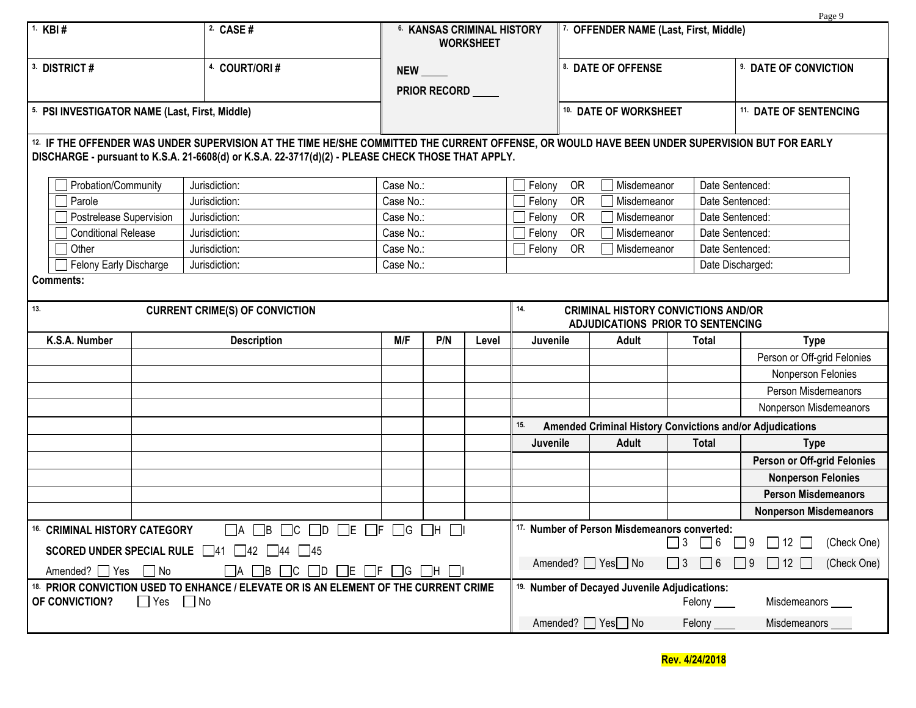| 1. KBI # | 2. CASE # | 6. KANSAS CRIMINAL HISTORY WORKSHEET | 7. OFFENDER NAME (Last, First, Middle) | |
|---|---|---|---|---|
| 3. DISTRICT # | 4. COURT/ORI # | NEW \_\_\_\_\_ PRIOR RECORD \_\_\_\_\_ | 8. DATE OF OFFENSE | 9. DATE OF CONVICTION |
| 5. PSI INVESTIGATOR NAME (Last, First, Middle) | | | 10. DATE OF WORKSHEET | 11. DATE OF SENTENCING |

**12. IF THE OFFENDER WAS UNDER SUPERVISION AT THE TIME HE/SHE COMMITTED THE CURRENT OFFENSE, OR WOULD HAVE BEEN UNDER SUPERVISION BUT FOR EARLY DISCHARGE - pursuant to K.S.A. 21-6608(d) or K.S.A. 22-3717(d)(2) - PLEASE CHECK THOSE THAT APPLY.**

| | | | | |
|---|---|---|---|---|
| ☐ Probation/Community | Jurisdiction: | Case No.: | ☐ Felony OR ☐ Misdemeanor | Date Sentenced: |
| ☐ Parole | Jurisdiction: | Case No.: | ☐ Felony OR ☐ Misdemeanor | Date Sentenced: |
| ☐ Postrelease Supervision | Jurisdiction: | Case No.: | ☐ Felony OR ☐ Misdemeanor | Date Sentenced: |
| ☐ Conditional Release | Jurisdiction: | Case No.: | ☐ Felony OR ☐ Misdemeanor | Date Sentenced: |
| ☐ Other | Jurisdiction: | Case No.: | ☐ Felony OR ☐ Misdemeanor | Date Sentenced: |
| ☐ Felony Early Discharge | Jurisdiction: | Case No.: | | Date Discharged: |

**Comments:**

**13. CURRENT CRIME(S) OF CONVICTION**

| K.S.A. Number | Description | M/F | P/N | Level |
|---|---|---|---|---|
| | | | | |
| | | | | |
| | | | | |
| | | | | |
| | | | | |
| | | | | |
| | | | | |
| | | | | |
| | | | | |
| | | | | |

**14. CRIMINAL HISTORY CONVICTIONS AND/OR ADJUDICATIONS PRIOR TO SENTENCING**

| Juvenile | Adult | Total | Type |
|---|---|---|---|
| | | | Person or Off-grid Felonies |
| | | | Nonperson Felonies |
| | | | Person Misdemeanors |
| | | | Nonperson Misdemeanors |

**15. Amended Criminal History Convictions and/or Adjudications**

| Juvenile | Adult | Total | Type |
|---|---|---|---|
| | | | **Person or Off-grid Felonies** |
| | | | **Nonperson Felonies** |
| | | | **Person Misdemeanors** |
| | | | **Nonperson Misdemeanors** |

**16. CRIMINAL HISTORY CATEGORY** ☐A ☐B ☐C ☐D ☐E ☐F ☐G ☐H ☐I

**SCORED UNDER SPECIAL RULE** ☐41 ☐42 ☐44 ☐45

Amended? ☐ Yes ☐ No ☐A ☐B ☐C ☐D ☐E ☐F ☐G ☐H ☐I

**17. Number of Person Misdemeanors converted:** ☐ 3 ☐ 6 ☐ 9 ☐ 12 ☐ (Check One)

Amended? ☐ Yes ☐ No ☐ 3 ☐ 6 ☐ 9 ☐ 12 ☐ (Check One)

**18. PRIOR CONVICTION USED TO ENHANCE / ELEVATE OR IS AN ELEMENT OF THE CURRENT CRIME OF CONVICTION?** ☐ Yes ☐ No

**19. Number of Decayed Juvenile Adjudications:** Felony \_\_\_\_ Misdemeanors \_\_\_\_

Amended? ☐ Yes ☐ No Felony \_\_\_\_ Misdemeanors \_\_\_\_

**Rev. 4/24/2018**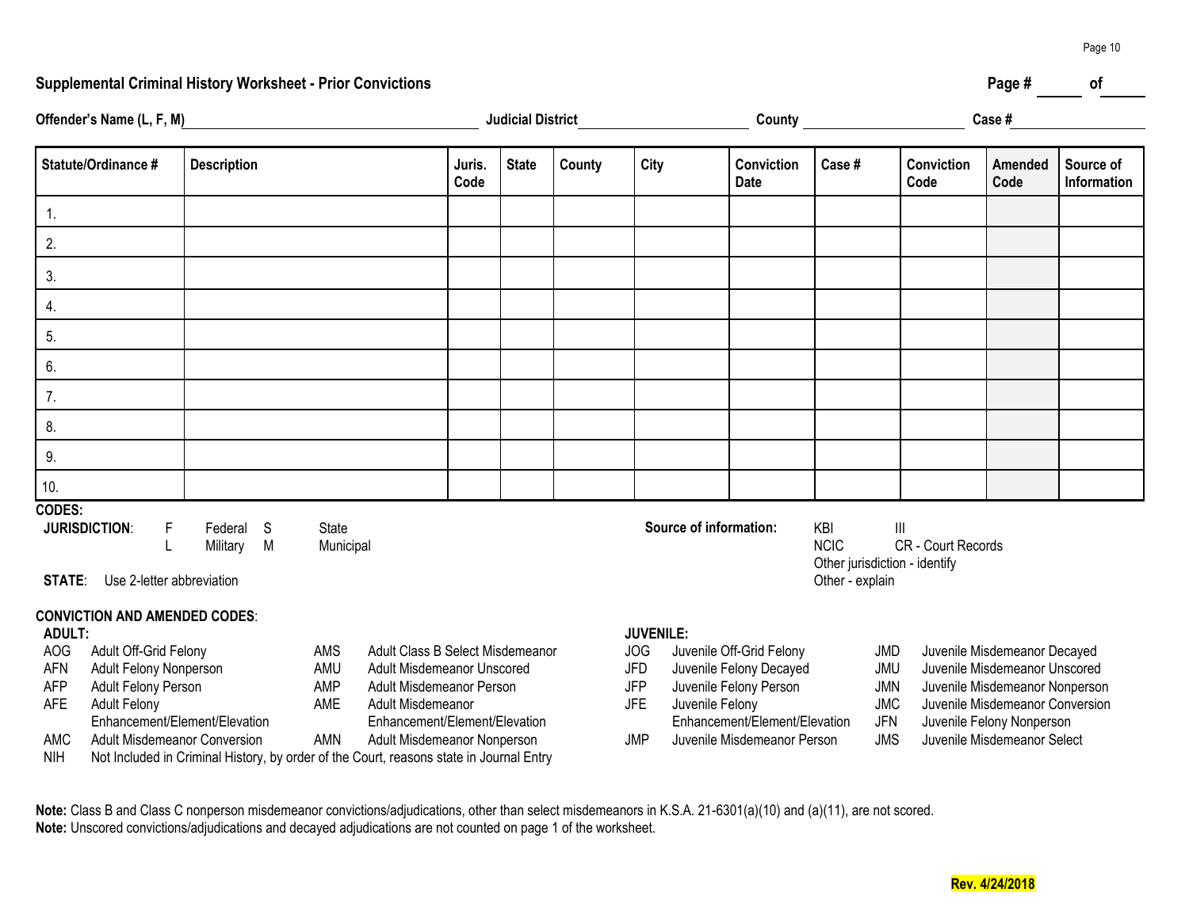## Supplemental Criminal History Worksheet - Prior Convictions

Page # ______ of ______

**Offender's Name (L, F, M)** ____________________ **Judicial District** ____________________ **County** ____________________ **Case #** ____________________

| Statute/Ordinance # | Description | Juris. Code | State | County | City | Conviction Date | Case # | Conviction Code | Amended Code | Source of Information |
|---|---|---|---|---|---|---|---|---|---|---|
| 1. | | | | | | | | | | |
| 2. | | | | | | | | | | |
| 3. | | | | | | | | | | |
| 4. | | | | | | | | | | |
| 5. | | | | | | | | | | |
| 6. | | | | | | | | | | |
| 7. | | | | | | | | | | |
| 8. | | | | | | | | | | |
| 9. | | | | | | | | | | |
| 10. | | | | | | | | | | |

**CODES:**

**JURISDICTION**: F Federal S State L Military M Municipal

**STATE**: Use 2-letter abbreviation

**Source of information:** KBI, III, NCIC, CR - Court Records, Other jurisdiction - identify, Other - explain

**CONVICTION AND AMENDED CODES**:

**ADULT:**

| Code | Description | Code | Description |
|---|---|---|---|
| AOG | Adult Off-Grid Felony | AMS | Adult Class B Select Misdemeanor |
| AFN | Adult Felony Nonperson | AMU | Adult Misdemeanor Unscored |
| AFP | Adult Felony Person | AMP | Adult Misdemeanor Person |
| AFE | Adult Felony Enhancement/Element/Elevation | AME | Adult Misdemeanor Enhancement/Element/Elevation |
| AMC | Adult Misdemeanor Conversion | AMN | Adult Misdemeanor Nonperson |
| NIH | Not Included in Criminal History, by order of the Court, reasons state in Journal Entry | | |

**JUVENILE:**

| Code | Description | Code | Description |
|---|---|---|---|
| JOG | Juvenile Off-Grid Felony | JMD | Juvenile Misdemeanor Decayed |
| JFD | Juvenile Felony Decayed | JMU | Juvenile Misdemeanor Unscored |
| JFP | Juvenile Felony Person | JMN | Juvenile Misdemeanor Nonperson |
| JFE | Juvenile Felony Enhancement/Element/Elevation | JMC | Juvenile Misdemeanor Conversion |
| | | JFN | Juvenile Felony Nonperson |
| JMP | Juvenile Misdemeanor Person | JMS | Juvenile Misdemeanor Select |

**Note:** Class B and Class C nonperson misdemeanor convictions/adjudications, other than select misdemeanors in K.S.A. 21-6301(a)(10) and (a)(11), are not scored.
**Note:** Unscored convictions/adjudications and decayed adjudications are not counted on page 1 of the worksheet.

**Rev. 4/24/2018**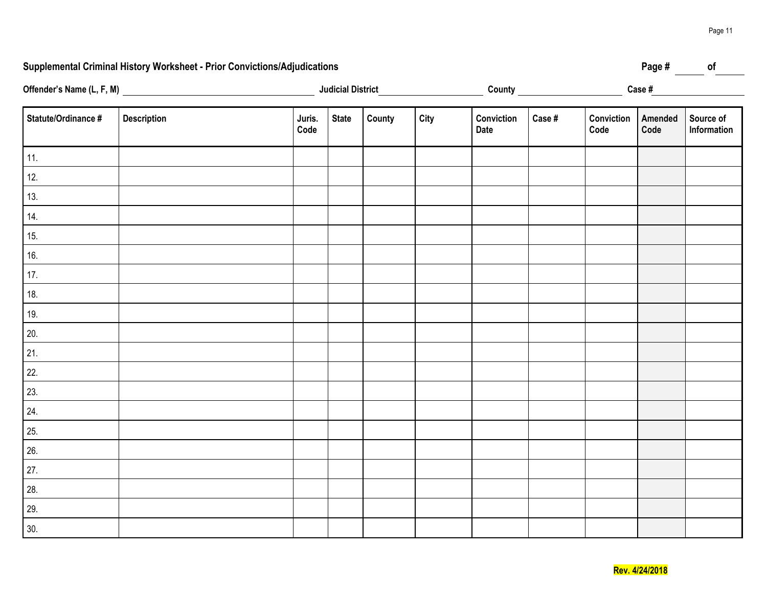## Supplemental Criminal History Worksheet - Prior Convictions/Adjudications

Page # _____ of _____

Offender's Name (L, F, M) ____________________ Judicial District ____________________ County ____________________ Case # ____________________

| Statute/Ordinance # | Description | Juris. Code | State | County | City | Conviction Date | Case # | Conviction Code | Amended Code | Source of Information |
|---|---|---|---|---|---|---|---|---|---|---|
| 11. | | | | | | | | | | |
| 12. | | | | | | | | | | |
| 13. | | | | | | | | | | |
| 14. | | | | | | | | | | |
| 15. | | | | | | | | | | |
| 16. | | | | | | | | | | |
| 17. | | | | | | | | | | |
| 18. | | | | | | | | | | |
| 19. | | | | | | | | | | |
| 20. | | | | | | | | | | |
| 21. | | | | | | | | | | |
| 22. | | | | | | | | | | |
| 23. | | | | | | | | | | |
| 24. | | | | | | | | | | |
| 25. | | | | | | | | | | |
| 26. | | | | | | | | | | |
| 27. | | | | | | | | | | |
| 28. | | | | | | | | | | |
| 29. | | | | | | | | | | |
| 30. | | | | | | | | | | |

**Rev. 4/24/2018**